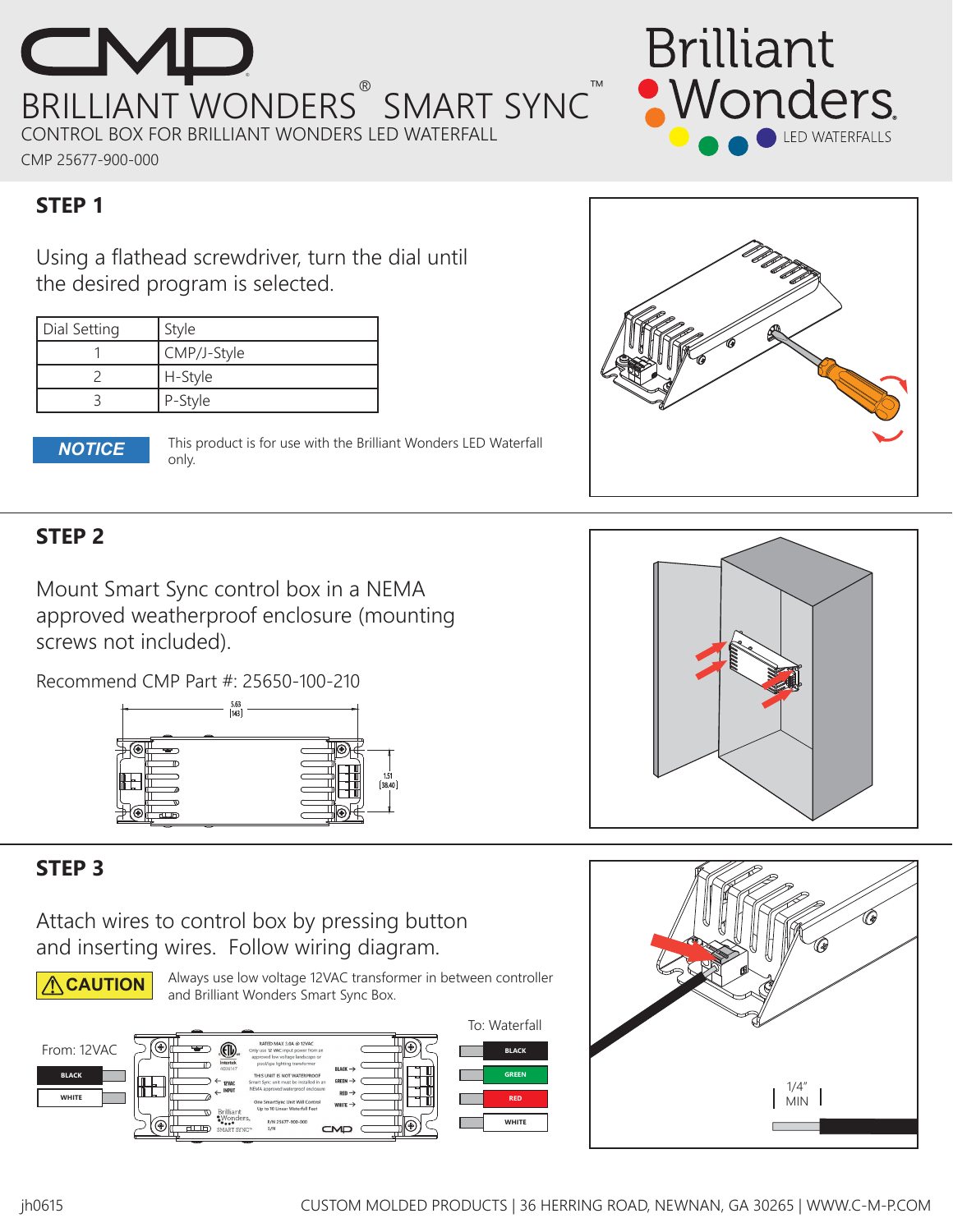# CMP BRILLIANT WONDERS® SMART SYNC™

CONTROL BOX FOR BRILLIANT WONDERS LED WATERFALL

CMP 25677-900-000

Brilliant Wonders. LED WATERFALLS

## STEP 1

Using a flathead screwdriver, turn the dial until the desired program is selected.

| Dial Setting | Style |
|---|---|
| 1 | CMP/J-Style |
| 2 | H-Style |
| 3 | P-Style |

**NOTICE** This product is for use with the Brilliant Wonders LED Waterfall only.

## STEP 2

Mount Smart Sync control box in a NEMA approved weatherproof enclosure (mounting screws not included).

Recommend CMP Part #: 25650-100-210

5.63 [143]

1.51 [38.40]

## STEP 3

Attach wires to control box by pressing button and inserting wires. Follow wiring diagram.

**⚠CAUTION** Always use low voltage 12VAC transformer in between controller and Brilliant Wonders Smart Sync Box.

From: 12VAC

- BLACK
- WHITE

To: Waterfall

- BLACK
- GREEN
- RED
- WHITE

RATED MAX 3.0A @ 12VAC

Only use 12 VAC input power from an approved low voltage landscape or pool/spa lighting transformer

THIS UNIT IS NOT WATERPROOF

Smart Sync unit must be installed in an NEMA approved waterproof enclosure

One SmartSync Unit Will Control Up to 10 Linear Waterfall Feet

12VAC INPUT

BLACK →
GREEN →
RED →
WHITE →

Intertek 4006147

P/N 25677-900-000

S/N

Brilliant Wonders SMART SYNC™

1/4" MIN

jh0615

CUSTOM MOLDED PRODUCTS | 36 HERRING ROAD, NEWNAN, GA 30265 | WWW.C-M-P.COM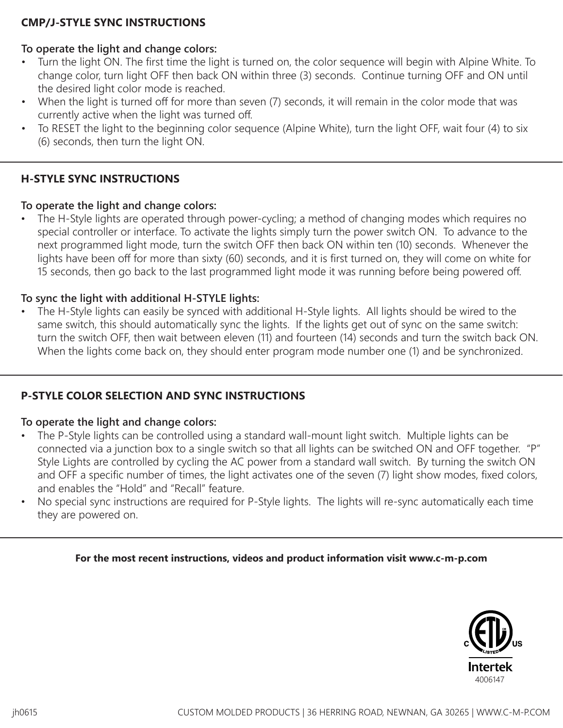## CMP/J-STYLE SYNC INSTRUCTIONS

**To operate the light and change colors:**

- Turn the light ON. The first time the light is turned on, the color sequence will begin with Alpine White. To change color, turn light OFF then back ON within three (3) seconds. Continue turning OFF and ON until the desired light color mode is reached.
- When the light is turned off for more than seven (7) seconds, it will remain in the color mode that was currently active when the light was turned off.
- To RESET the light to the beginning color sequence (Alpine White), turn the light OFF, wait four (4) to six (6) seconds, then turn the light ON.

---

## H-STYLE SYNC INSTRUCTIONS

**To operate the light and change colors:**

- The H-Style lights are operated through power-cycling; a method of changing modes which requires no special controller or interface. To activate the lights simply turn the power switch ON. To advance to the next programmed light mode, turn the switch OFF then back ON within ten (10) seconds. Whenever the lights have been off for more than sixty (60) seconds, and it is first turned on, they will come on white for 15 seconds, then go back to the last programmed light mode it was running before being powered off.

**To sync the light with additional H-STYLE lights:**

- The H-Style lights can easily be synced with additional H-Style lights. All lights should be wired to the same switch, this should automatically sync the lights. If the lights get out of sync on the same switch: turn the switch OFF, then wait between eleven (11) and fourteen (14) seconds and turn the switch back ON. When the lights come back on, they should enter program mode number one (1) and be synchronized.

---

## P-STYLE COLOR SELECTION AND SYNC INSTRUCTIONS

**To operate the light and change colors:**

- The P-Style lights can be controlled using a standard wall-mount light switch. Multiple lights can be connected via a junction box to a single switch so that all lights can be switched ON and OFF together. "P" Style Lights are controlled by cycling the AC power from a standard wall switch. By turning the switch ON and OFF a specific number of times, the light activates one of the seven (7) light show modes, fixed colors, and enables the "Hold" and "Recall" feature.
- No special sync instructions are required for P-Style lights. The lights will re-sync automatically each time they are powered on.

---

**For the most recent instructions, videos and product information visit www.c-m-p.com**

Intertek
4006147

jh0615

CUSTOM MOLDED PRODUCTS | 36 HERRING ROAD, NEWNAN, GA 30265 | WWW.C-M-P.COM